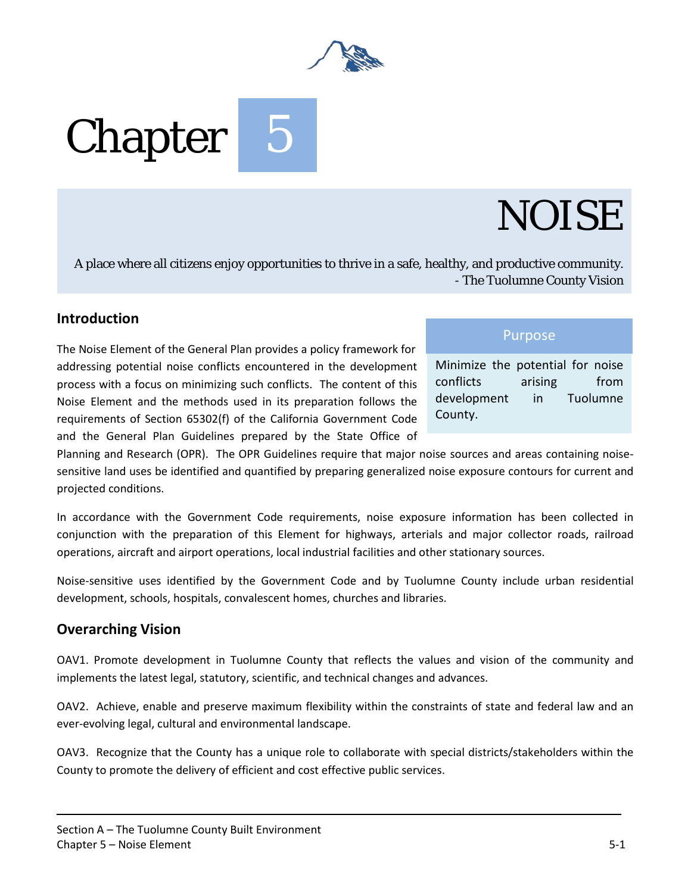# Chapter 5

# NOISE

A place where all citizens enjoy opportunities to thrive in a safe, healthy, and productive community.
- The Tuolumne County Vision

## Introduction

**Purpose**

Minimize the potential for noise conflicts arising from development in Tuolumne County.

The Noise Element of the General Plan provides a policy framework for addressing potential noise conflicts encountered in the development process with a focus on minimizing such conflicts. The content of this Noise Element and the methods used in its preparation follows the requirements of Section 65302(f) of the California Government Code and the General Plan Guidelines prepared by the State Office of Planning and Research (OPR). The OPR Guidelines require that major noise sources and areas containing noise-sensitive land uses be identified and quantified by preparing generalized noise exposure contours for current and projected conditions.

In accordance with the Government Code requirements, noise exposure information has been collected in conjunction with the preparation of this Element for highways, arterials and major collector roads, railroad operations, aircraft and airport operations, local industrial facilities and other stationary sources.

Noise-sensitive uses identified by the Government Code and by Tuolumne County include urban residential development, schools, hospitals, convalescent homes, churches and libraries.

## Overarching Vision

OAV1. Promote development in Tuolumne County that reflects the values and vision of the community and implements the latest legal, statutory, scientific, and technical changes and advances.

OAV2. Achieve, enable and preserve maximum flexibility within the constraints of state and federal law and an ever-evolving legal, cultural and environmental landscape.

OAV3. Recognize that the County has a unique role to collaborate with special districts/stakeholders within the County to promote the delivery of efficient and cost effective public services.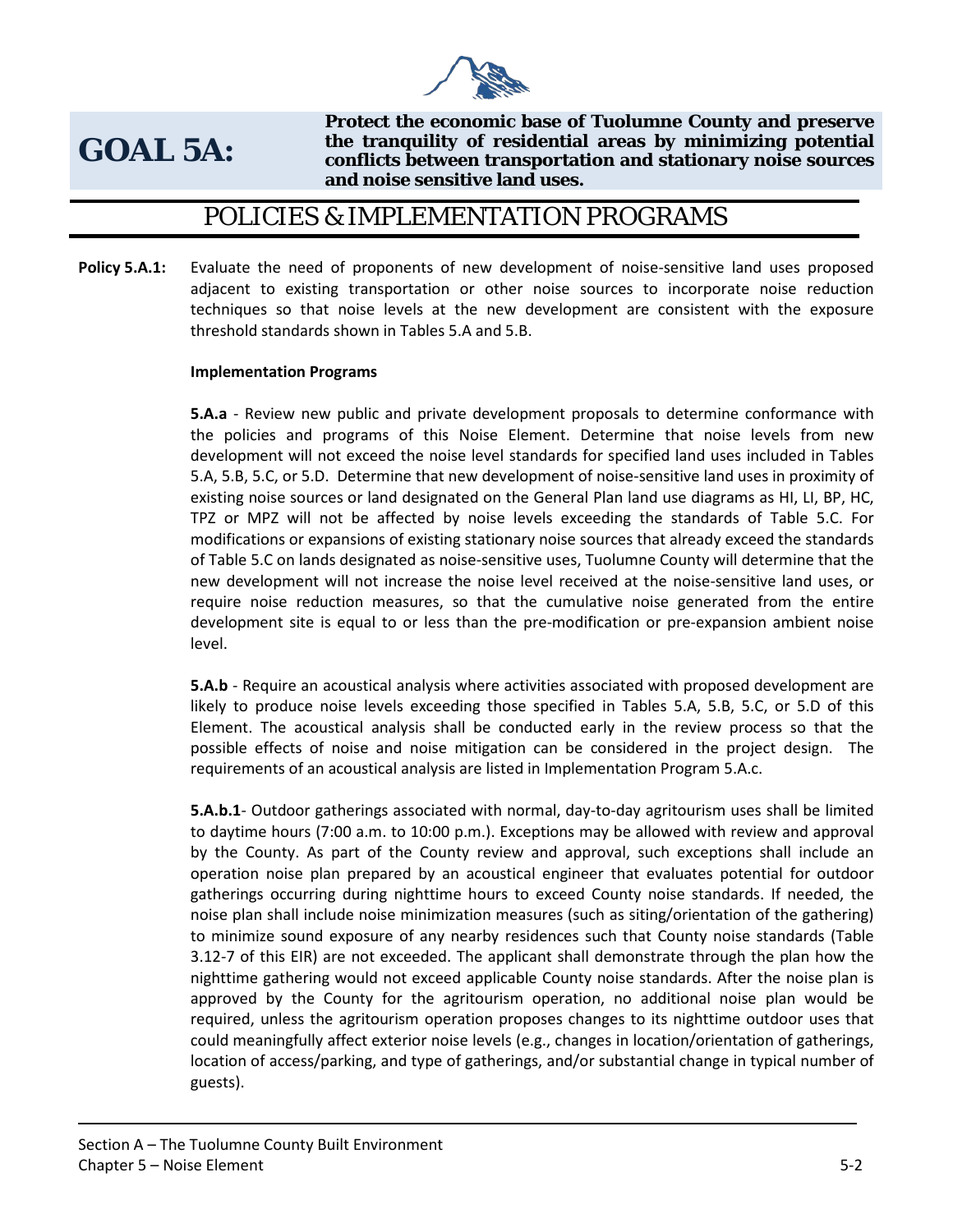# GOAL 5A:

**Protect the economic base of Tuolumne County and preserve the tranquility of residential areas by minimizing potential conflicts between transportation and stationary noise sources and noise sensitive land uses.**

## POLICIES & IMPLEMENTATION PROGRAMS

**Policy 5.A.1:** Evaluate the need of proponents of new development of noise-sensitive land uses proposed adjacent to existing transportation or other noise sources to incorporate noise reduction techniques so that noise levels at the new development are consistent with the exposure threshold standards shown in Tables 5.A and 5.B.

**Implementation Programs**

**5.A.a** - Review new public and private development proposals to determine conformance with the policies and programs of this Noise Element. Determine that noise levels from new development will not exceed the noise level standards for specified land uses included in Tables 5.A, 5.B, 5.C, or 5.D. Determine that new development of noise-sensitive land uses in proximity of existing noise sources or land designated on the General Plan land use diagrams as HI, LI, BP, HC, TPZ or MPZ will not be affected by noise levels exceeding the standards of Table 5.C. For modifications or expansions of existing stationary noise sources that already exceed the standards of Table 5.C on lands designated as noise-sensitive uses, Tuolumne County will determine that the new development will not increase the noise level received at the noise-sensitive land uses, or require noise reduction measures, so that the cumulative noise generated from the entire development site is equal to or less than the pre-modification or pre-expansion ambient noise level.

**5.A.b** - Require an acoustical analysis where activities associated with proposed development are likely to produce noise levels exceeding those specified in Tables 5.A, 5.B, 5.C, or 5.D of this Element. The acoustical analysis shall be conducted early in the review process so that the possible effects of noise and noise mitigation can be considered in the project design. The requirements of an acoustical analysis are listed in Implementation Program 5.A.c.

**5.A.b.1**- Outdoor gatherings associated with normal, day-to-day agritourism uses shall be limited to daytime hours (7:00 a.m. to 10:00 p.m.). Exceptions may be allowed with review and approval by the County. As part of the County review and approval, such exceptions shall include an operation noise plan prepared by an acoustical engineer that evaluates potential for outdoor gatherings occurring during nighttime hours to exceed County noise standards. If needed, the noise plan shall include noise minimization measures (such as siting/orientation of the gathering) to minimize sound exposure of any nearby residences such that County noise standards (Table 3.12-7 of this EIR) are not exceeded. The applicant shall demonstrate through the plan how the nighttime gathering would not exceed applicable County noise standards. After the noise plan is approved by the County for the agritourism operation, no additional noise plan would be required, unless the agritourism operation proposes changes to its nighttime outdoor uses that could meaningfully affect exterior noise levels (e.g., changes in location/orientation of gatherings, location of access/parking, and type of gatherings, and/or substantial change in typical number of guests).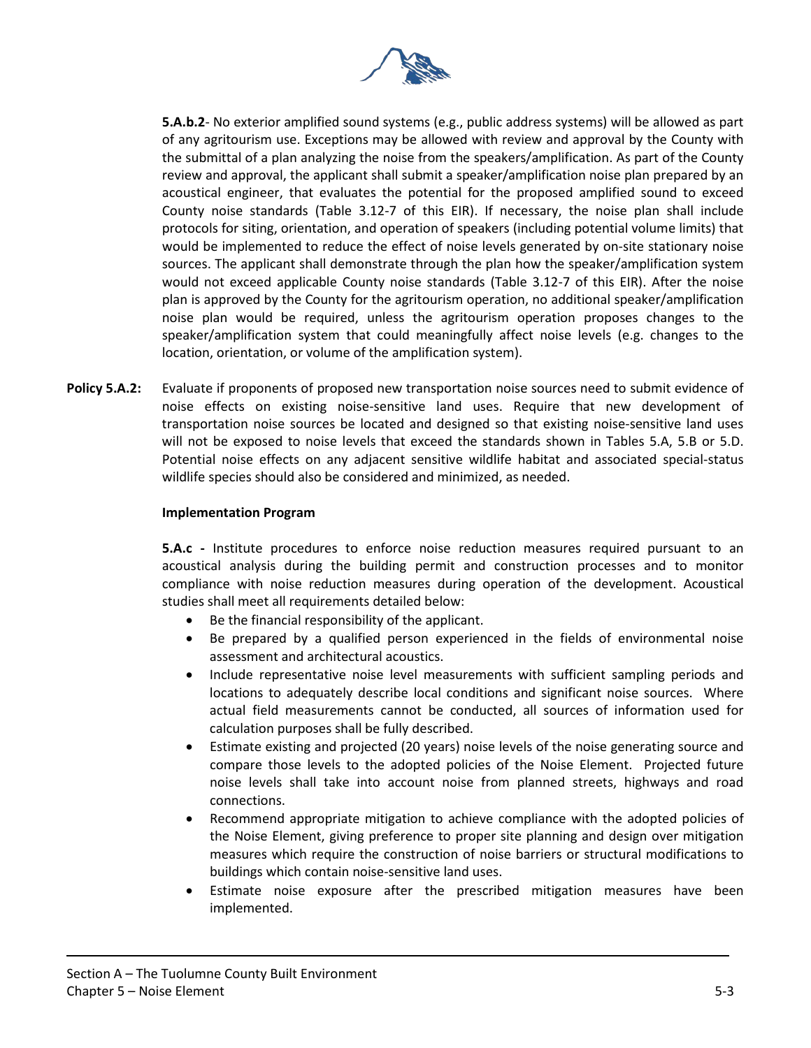**5.A.b.2**- No exterior amplified sound systems (e.g., public address systems) will be allowed as part of any agritourism use. Exceptions may be allowed with review and approval by the County with the submittal of a plan analyzing the noise from the speakers/amplification. As part of the County review and approval, the applicant shall submit a speaker/amplification noise plan prepared by an acoustical engineer, that evaluates the potential for the proposed amplified sound to exceed County noise standards (Table 3.12-7 of this EIR). If necessary, the noise plan shall include protocols for siting, orientation, and operation of speakers (including potential volume limits) that would be implemented to reduce the effect of noise levels generated by on-site stationary noise sources. The applicant shall demonstrate through the plan how the speaker/amplification system would not exceed applicable County noise standards (Table 3.12-7 of this EIR). After the noise plan is approved by the County for the agritourism operation, no additional speaker/amplification noise plan would be required, unless the agritourism operation proposes changes to the speaker/amplification system that could meaningfully affect noise levels (e.g. changes to the location, orientation, or volume of the amplification system).

**Policy 5.A.2:** Evaluate if proponents of proposed new transportation noise sources need to submit evidence of noise effects on existing noise-sensitive land uses. Require that new development of transportation noise sources be located and designed so that existing noise-sensitive land uses will not be exposed to noise levels that exceed the standards shown in Tables 5.A, 5.B or 5.D. Potential noise effects on any adjacent sensitive wildlife habitat and associated special-status wildlife species should also be considered and minimized, as needed.

**Implementation Program**

**5.A.c -** Institute procedures to enforce noise reduction measures required pursuant to an acoustical analysis during the building permit and construction processes and to monitor compliance with noise reduction measures during operation of the development. Acoustical studies shall meet all requirements detailed below:

- Be the financial responsibility of the applicant.
- Be prepared by a qualified person experienced in the fields of environmental noise assessment and architectural acoustics.
- Include representative noise level measurements with sufficient sampling periods and locations to adequately describe local conditions and significant noise sources. Where actual field measurements cannot be conducted, all sources of information used for calculation purposes shall be fully described.
- Estimate existing and projected (20 years) noise levels of the noise generating source and compare those levels to the adopted policies of the Noise Element. Projected future noise levels shall take into account noise from planned streets, highways and road connections.
- Recommend appropriate mitigation to achieve compliance with the adopted policies of the Noise Element, giving preference to proper site planning and design over mitigation measures which require the construction of noise barriers or structural modifications to buildings which contain noise-sensitive land uses.
- Estimate noise exposure after the prescribed mitigation measures have been implemented.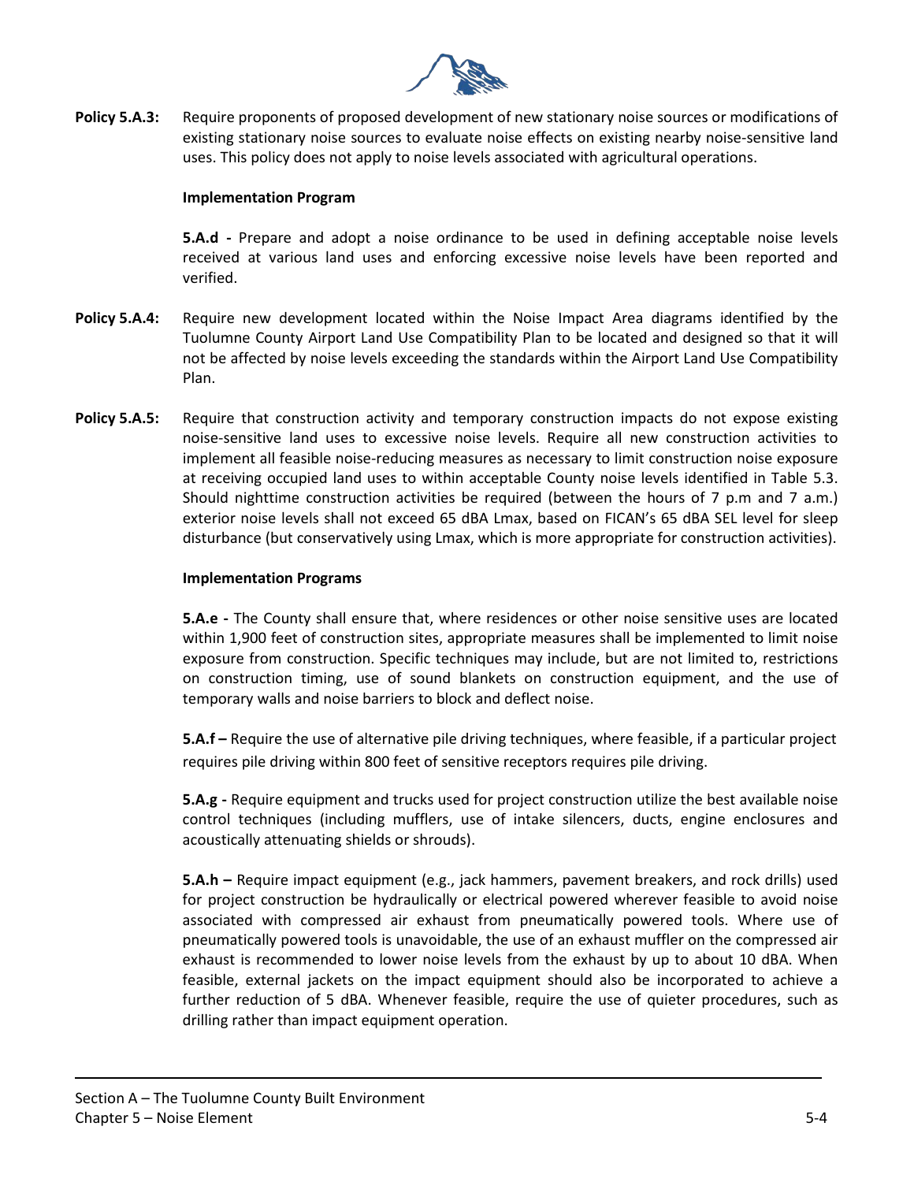**Policy 5.A.3:** Require proponents of proposed development of new stationary noise sources or modifications of existing stationary noise sources to evaluate noise effects on existing nearby noise-sensitive land uses. This policy does not apply to noise levels associated with agricultural operations.

**Implementation Program**

**5.A.d -** Prepare and adopt a noise ordinance to be used in defining acceptable noise levels received at various land uses and enforcing excessive noise levels have been reported and verified.

**Policy 5.A.4:** Require new development located within the Noise Impact Area diagrams identified by the Tuolumne County Airport Land Use Compatibility Plan to be located and designed so that it will not be affected by noise levels exceeding the standards within the Airport Land Use Compatibility Plan.

**Policy 5.A.5:** Require that construction activity and temporary construction impacts do not expose existing noise-sensitive land uses to excessive noise levels. Require all new construction activities to implement all feasible noise-reducing measures as necessary to limit construction noise exposure at receiving occupied land uses to within acceptable County noise levels identified in Table 5.3. Should nighttime construction activities be required (between the hours of 7 p.m and 7 a.m.) exterior noise levels shall not exceed 65 dBA Lmax, based on FICAN's 65 dBA SEL level for sleep disturbance (but conservatively using Lmax, which is more appropriate for construction activities).

**Implementation Programs**

**5.A.e -** The County shall ensure that, where residences or other noise sensitive uses are located within 1,900 feet of construction sites, appropriate measures shall be implemented to limit noise exposure from construction. Specific techniques may include, but are not limited to, restrictions on construction timing, use of sound blankets on construction equipment, and the use of temporary walls and noise barriers to block and deflect noise.

**5.A.f –** Require the use of alternative pile driving techniques, where feasible, if a particular project requires pile driving within 800 feet of sensitive receptors requires pile driving.

**5.A.g -** Require equipment and trucks used for project construction utilize the best available noise control techniques (including mufflers, use of intake silencers, ducts, engine enclosures and acoustically attenuating shields or shrouds).

**5.A.h –** Require impact equipment (e.g., jack hammers, pavement breakers, and rock drills) used for project construction be hydraulically or electrical powered wherever feasible to avoid noise associated with compressed air exhaust from pneumatically powered tools. Where use of pneumatically powered tools is unavoidable, the use of an exhaust muffler on the compressed air exhaust is recommended to lower noise levels from the exhaust by up to about 10 dBA. When feasible, external jackets on the impact equipment should also be incorporated to achieve a further reduction of 5 dBA. Whenever feasible, require the use of quieter procedures, such as drilling rather than impact equipment operation.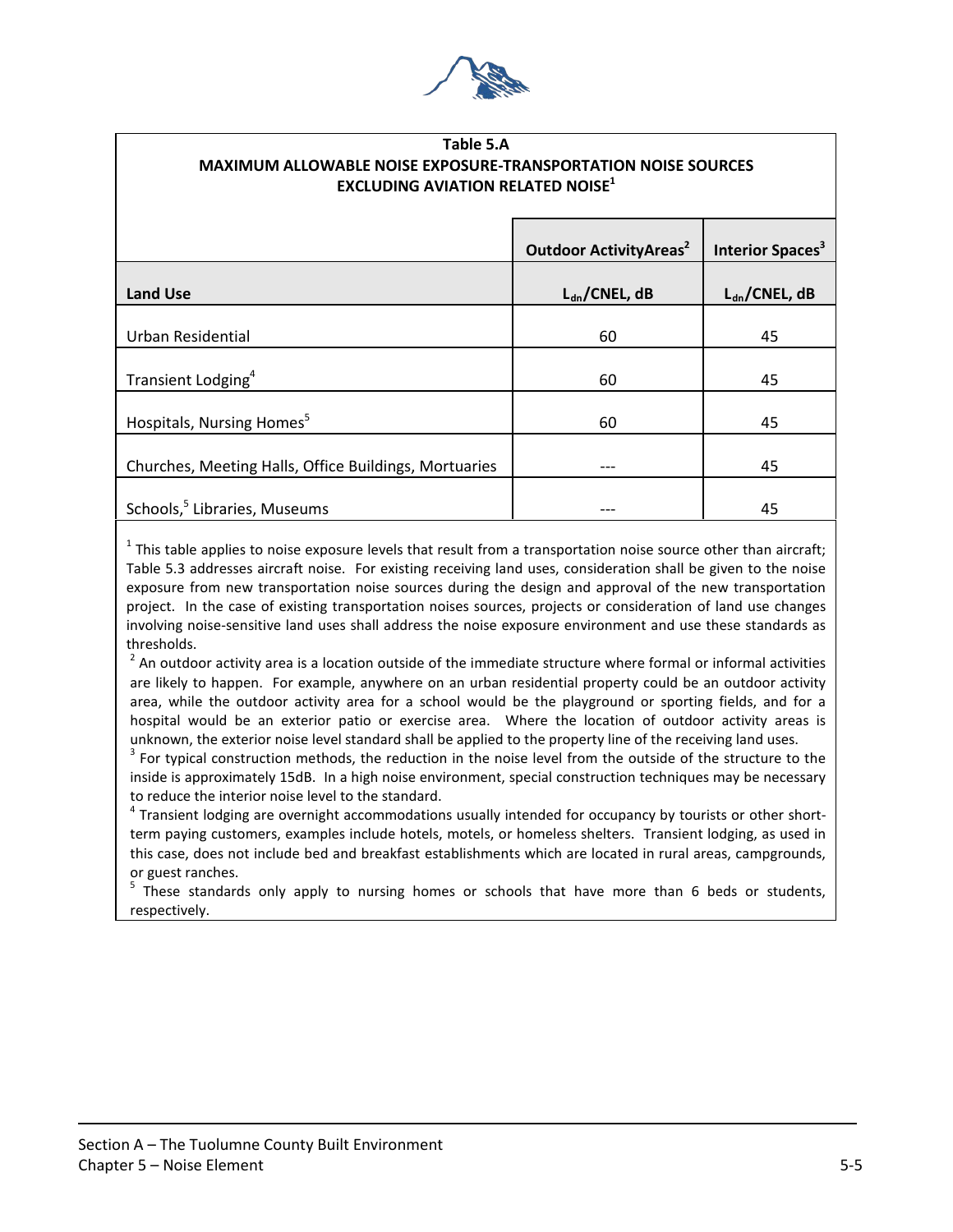**Table 5.A**
**MAXIMUM ALLOWABLE NOISE EXPOSURE-TRANSPORTATION NOISE SOURCES EXCLUDING AVIATION RELATED NOISE[1]**

| | Outdoor ActivityAreas[2] | Interior Spaces[3] |
|---|---|---|
| **Land Use** | **$L_{dn}$/CNEL, dB** | **$L_{dn}$/CNEL, dB** |
| Urban Residential | 60 | 45 |
| Transient Lodging[4] | 60 | 45 |
| Hospitals, Nursing Homes[5] | 60 | 45 |
| Churches, Meeting Halls, Office Buildings, Mortuaries | --- | 45 |
| Schools,[5] Libraries, Museums | --- | 45 |

[1] This table applies to noise exposure levels that result from a transportation noise source other than aircraft; Table 5.3 addresses aircraft noise. For existing receiving land uses, consideration shall be given to the noise exposure from new transportation noise sources during the design and approval of the new transportation project. In the case of existing transportation noises sources, projects or consideration of land use changes involving noise-sensitive land uses shall address the noise exposure environment and use these standards as thresholds.

[2] An outdoor activity area is a location outside of the immediate structure where formal or informal activities are likely to happen. For example, anywhere on an urban residential property could be an outdoor activity area, while the outdoor activity area for a school would be the playground or sporting fields, and for a hospital would be an exterior patio or exercise area. Where the location of outdoor activity areas is unknown, the exterior noise level standard shall be applied to the property line of the receiving land uses.

[3] For typical construction methods, the reduction in the noise level from the outside of the structure to the inside is approximately 15dB. In a high noise environment, special construction techniques may be necessary to reduce the interior noise level to the standard.

[4] Transient lodging are overnight accommodations usually intended for occupancy by tourists or other short-term paying customers, examples include hotels, motels, or homeless shelters. Transient lodging, as used in this case, does not include bed and breakfast establishments which are located in rural areas, campgrounds, or guest ranches.

[5] These standards only apply to nursing homes or schools that have more than 6 beds or students, respectively.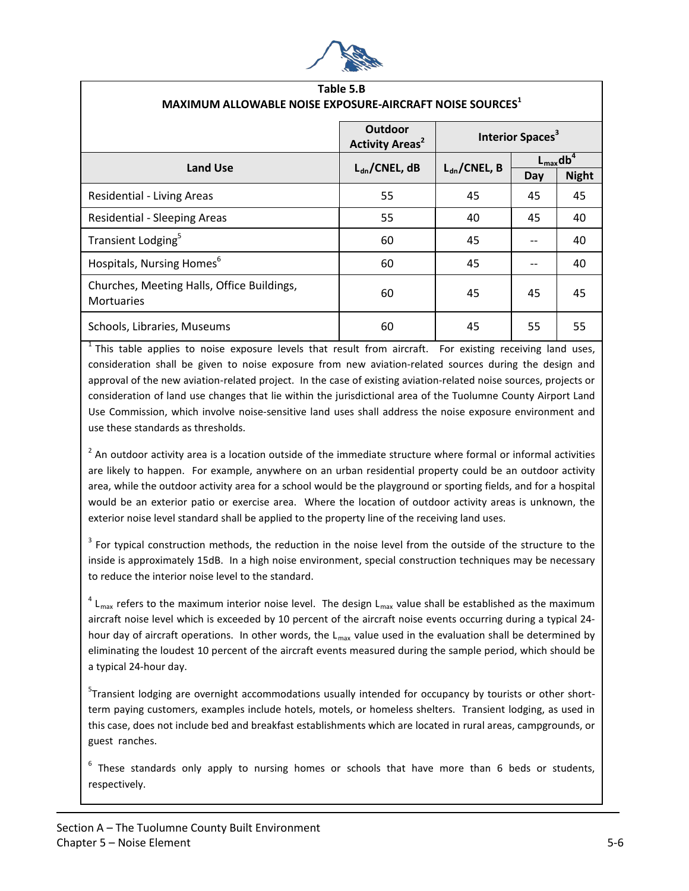**Table 5.B**
**MAXIMUM ALLOWABLE NOISE EXPOSURE-AIRCRAFT NOISE SOURCES[1]**

| Land Use | Outdoor Activity Areas[2] | Interior Spaces[3] | | |
|---|---|---|---|---|
| | $L_{dn}$/CNEL, dB | $L_{dn}$/CNEL, B | $L_{max}$db[4] | |
| | | | Day | Night |
| Residential - Living Areas | 55 | 45 | 45 | 45 |
| Residential - Sleeping Areas | 55 | 40 | 45 | 40 |
| Transient Lodging[5] | 60 | 45 | -- | 40 |
| Hospitals, Nursing Homes[6] | 60 | 45 | -- | 40 |
| Churches, Meeting Halls, Office Buildings, Mortuaries | 60 | 45 | 45 | 45 |
| Schools, Libraries, Museums | 60 | 45 | 55 | 55 |

[1] This table applies to noise exposure levels that result from aircraft. For existing receiving land uses, consideration shall be given to noise exposure from new aviation-related sources during the design and approval of the new aviation-related project. In the case of existing aviation-related noise sources, projects or consideration of land use changes that lie within the jurisdictional area of the Tuolumne County Airport Land Use Commission, which involve noise-sensitive land uses shall address the noise exposure environment and use these standards as thresholds.

[2] An outdoor activity area is a location outside of the immediate structure where formal or informal activities are likely to happen. For example, anywhere on an urban residential property would be an outdoor activity area, while the outdoor activity area for a school would be the playground or sporting fields, and for a hospital would be an exterior patio or exercise area. Where the location of outdoor activity areas is unknown, the exterior noise level standard shall be applied to the property line of the receiving land uses.

[3] For typical construction methods, the reduction in the noise level from the outside of the structure to the inside is approximately 15dB. In a high noise environment, special construction techniques may be necessary to reduce the interior noise level to the standard.

[4] $L_{max}$ refers to the maximum interior noise level. The design $L_{max}$ value shall be established as the maximum aircraft noise level which is exceeded by 10 percent of the aircraft noise events occurring during a typical 24-hour day of aircraft operations. In other words, the $L_{max}$ value used in the evaluation shall be determined by eliminating the loudest 10 percent of the aircraft events measured during the sample period, which should be a typical 24-hour day.

[5] Transient lodging are overnight accommodations usually intended for occupancy by tourists or other short-term paying customers, examples include hotels, motels, or homeless shelters. Transient lodging, as used in this case, does not include bed and breakfast establishments which are located in rural areas, campgrounds, or guest ranches.

[6] These standards only apply to nursing homes or schools that have more than 6 beds or students, respectively.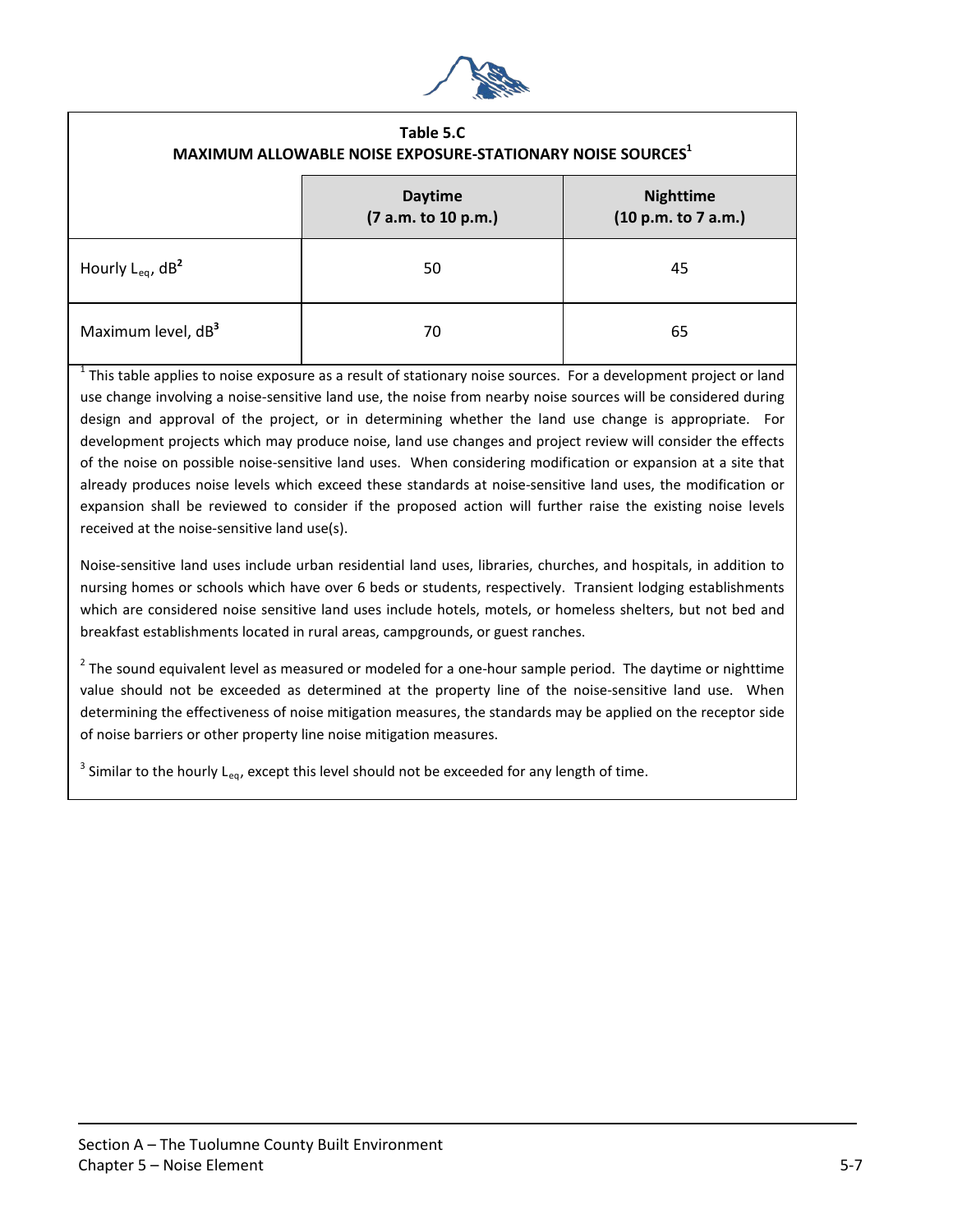**Table 5.C**
**MAXIMUM ALLOWABLE NOISE EXPOSURE-STATIONARY NOISE SOURCES[1]**

| | Daytime (7 a.m. to 10 p.m.) | Nighttime (10 p.m. to 7 a.m.) |
|---|---|---|
| Hourly $L_{eq}$, dB[2] | 50 | 45 |
| Maximum level, dB[3] | 70 | 65 |

[1] This table applies to noise exposure as a result of stationary noise sources. For a development project or land use change involving a noise-sensitive land use, the noise from nearby noise sources will be considered during design and approval of the project, or in determining whether the land use change is appropriate. For development projects which may produce noise, land use changes and project review will consider the effects of the noise on possible noise-sensitive land uses. When considering modification or expansion at a site that already produces noise levels which exceed these standards at noise-sensitive land uses, the modification or expansion shall be reviewed to consider if the proposed action will further raise the existing noise levels received at the noise-sensitive land use(s).

Noise-sensitive land uses include urban residential land uses, libraries, churches, and hospitals, in addition to nursing homes or schools which have over 6 beds or students, respectively. Transient lodging establishments which are considered noise sensitive land uses include hotels, motels, or homeless shelters, but not bed and breakfast establishments located in rural areas, campgrounds, or guest ranches.

[2] The sound equivalent level as measured or modeled for a one-hour sample period. The daytime or nighttime value should not be exceeded as determined at the property line of the noise-sensitive land use. When determining the effectiveness of noise mitigation measures, the standards may be applied on the receptor side of noise barriers or other property line noise mitigation measures.

[3] Similar to the hourly $L_{eq}$, except this level should not be exceeded for any length of time.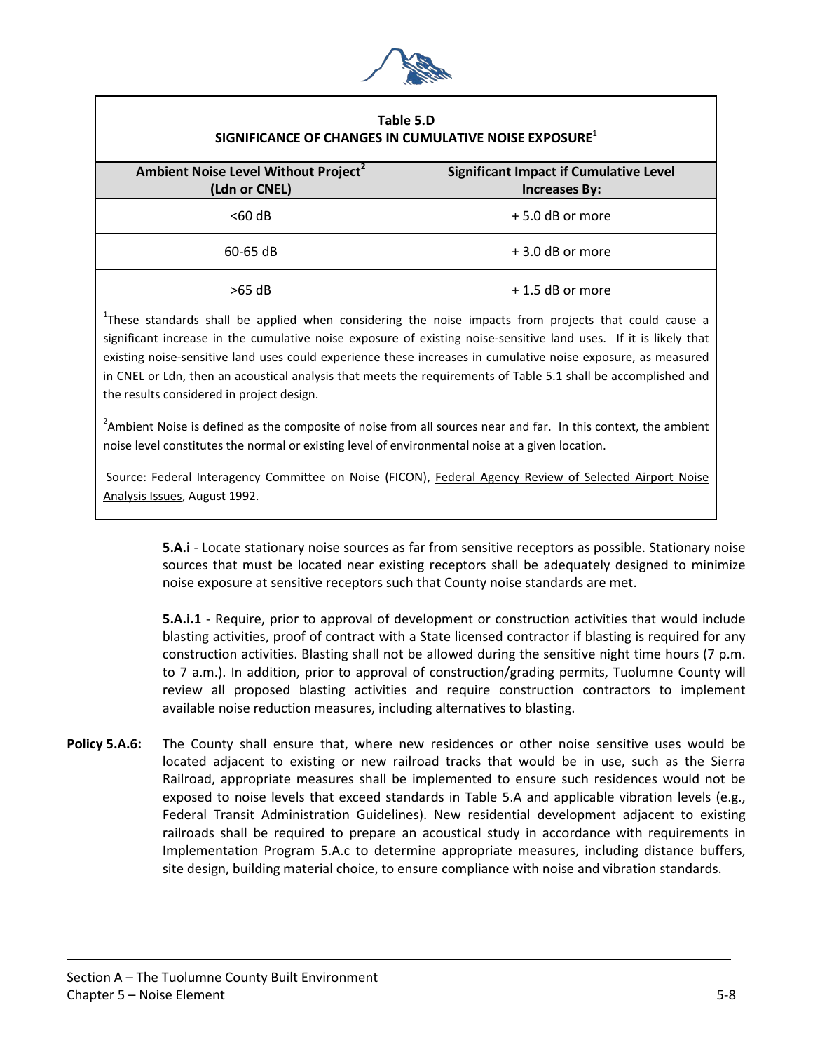**Table 5.D**
**SIGNIFICANCE OF CHANGES IN CUMULATIVE NOISE EXPOSURE**[1]

| Ambient Noise Level Without Project[2] (Ldn or CNEL) | Significant Impact if Cumulative Level Increases By: |
|---|---|
| <60 dB | + 5.0 dB or more |
| 60-65 dB | + 3.0 dB or more |
| >65 dB | + 1.5 dB or more |

[1]These standards shall be applied when considering the noise impacts from projects that could cause a significant increase in the cumulative noise exposure of existing noise-sensitive land uses. If it is likely that existing noise-sensitive land uses could experience these increases in cumulative noise exposure, as measured in CNEL or Ldn, then an acoustical analysis that meets the requirements of Table 5.1 shall be accomplished and the results considered in project design.

[2]Ambient Noise is defined as the composite of noise from all sources near and far. In this context, the ambient noise level constitutes the normal or existing level of environmental noise at a given location.

Source: Federal Interagency Committee on Noise (FICON), Federal Agency Review of Selected Airport Noise Analysis Issues, August 1992.

**5.A.i** - Locate stationary noise sources as far from sensitive receptors as possible. Stationary noise sources that must be located near existing receptors shall be adequately designed to minimize noise exposure at sensitive receptors such that County noise standards are met.

**5.A.i.1** - Require, prior to approval of development or construction activities that would include blasting activities, proof of contract with a State licensed contractor if blasting is required for any construction activities. Blasting shall not be allowed during the sensitive night time hours (7 p.m. to 7 a.m.). In addition, prior to approval of construction/grading permits, Tuolumne County will review all proposed blasting activities and require construction contractors to implement available noise reduction measures, including alternatives to blasting.

**Policy 5.A.6:** The County shall ensure that, where new residences or other noise sensitive uses would be located adjacent to existing or new railroad tracks that would be in use, such as the Sierra Railroad, appropriate measures shall be implemented to ensure such residences would not be exposed to noise levels that exceed standards in Table 5.A and applicable vibration levels (e.g., Federal Transit Administration Guidelines). New residential development adjacent to existing railroads shall be required to prepare an acoustical study in accordance with requirements in Implementation Program 5.A.c to determine appropriate measures, including distance buffers, site design, building material choice, to ensure compliance with noise and vibration standards.